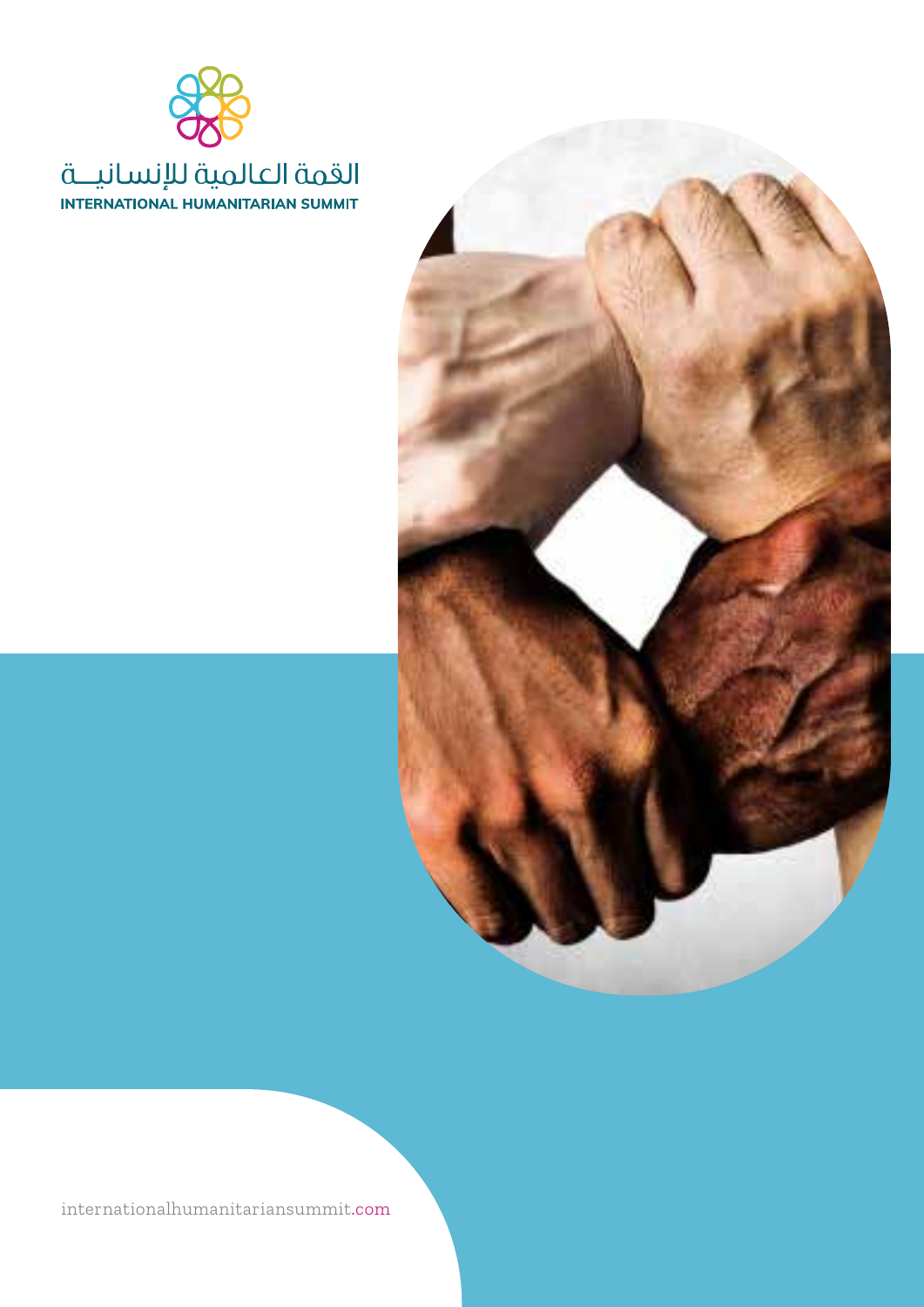القمة العالمية للإنسانية

INTERNATIONAL HUMANITARIAN SUMMIT

internationalhumanitariansummit.com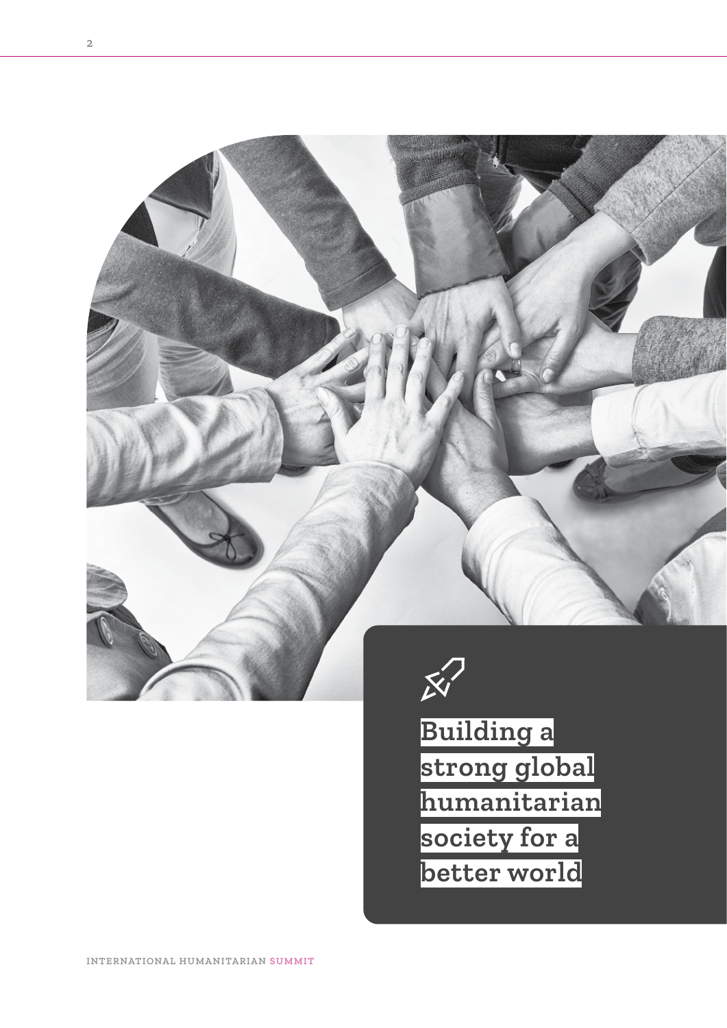# Building a strong global humanitarian society for a better world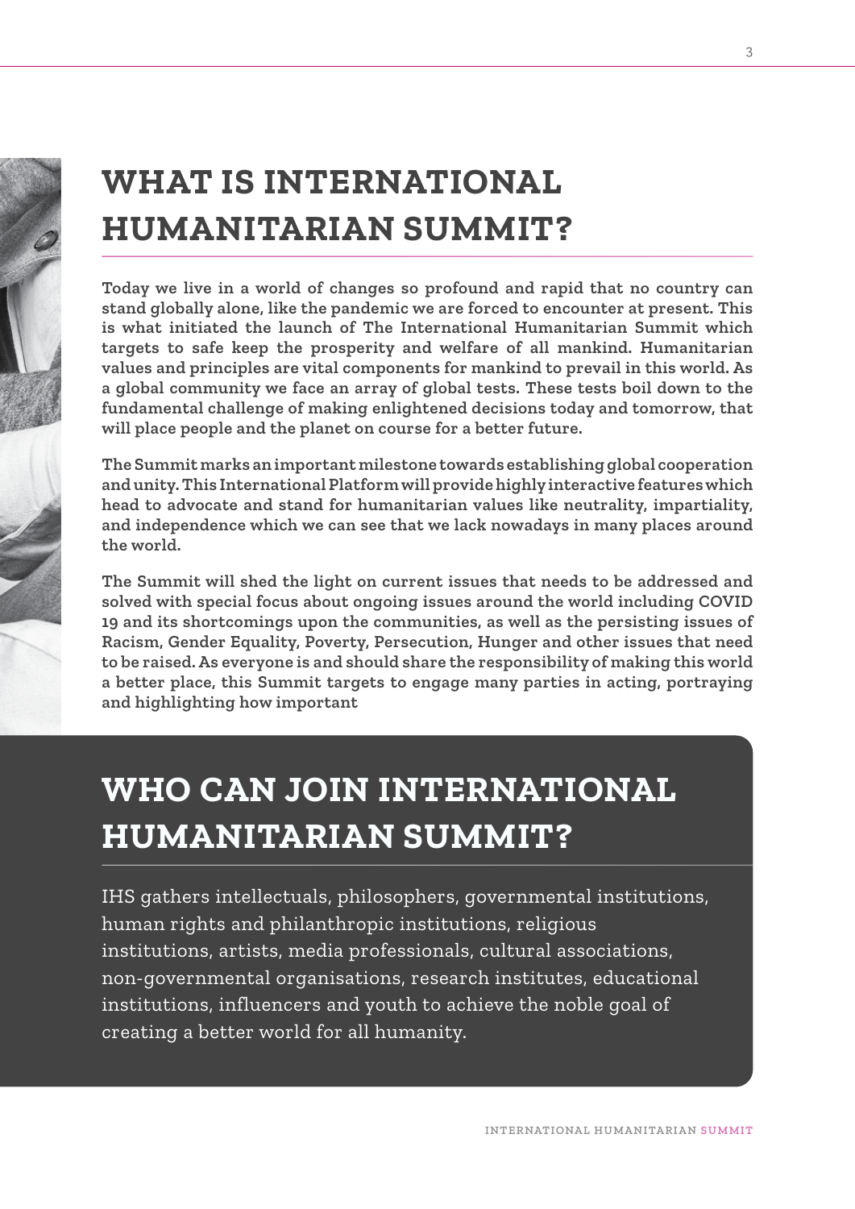# WHAT IS INTERNATIONAL HUMANITARIAN SUMMIT?

**Today we live in a world of changes so profound and rapid that no country can stand globally alone, like the pandemic we are forced to encounter at present. This is what initiated the launch of The International Humanitarian Summit which targets to safe keep the prosperity and welfare of all mankind. Humanitarian values and principles are vital components for mankind to prevail in this world. As a global community we face an array of global tests. These tests boil down to the fundamental challenge of making enlightened decisions today and tomorrow, that will place people and the planet on course for a better future.**

**The Summit marks an important milestone towards establishing global cooperation and unity. This International Platform will provide highly interactive features which head to advocate and stand for humanitarian values like neutrality, impartiality, and independence which we can see that we lack nowadays in many places around the world.**

**The Summit will shed the light on current issues that needs to be addressed and solved with special focus about ongoing issues around the world including COVID 19 and its shortcomings upon the communities, as well as the persisting issues of Racism, Gender Equality, Poverty, Persecution, Hunger and other issues that need to be raised. As everyone is and should share the responsibility of making this world a better place, this Summit targets to engage many parties in acting, portraying and highlighting how important**

# WHO CAN JOIN INTERNATIONAL HUMANITARIAN SUMMIT?

IHS gathers intellectuals, philosophers, governmental institutions, human rights and philanthropic institutions, religious institutions, artists, media professionals, cultural associations, non-governmental organisations, research institutes, educational institutions, influencers and youth to achieve the noble goal of creating a better world for all humanity.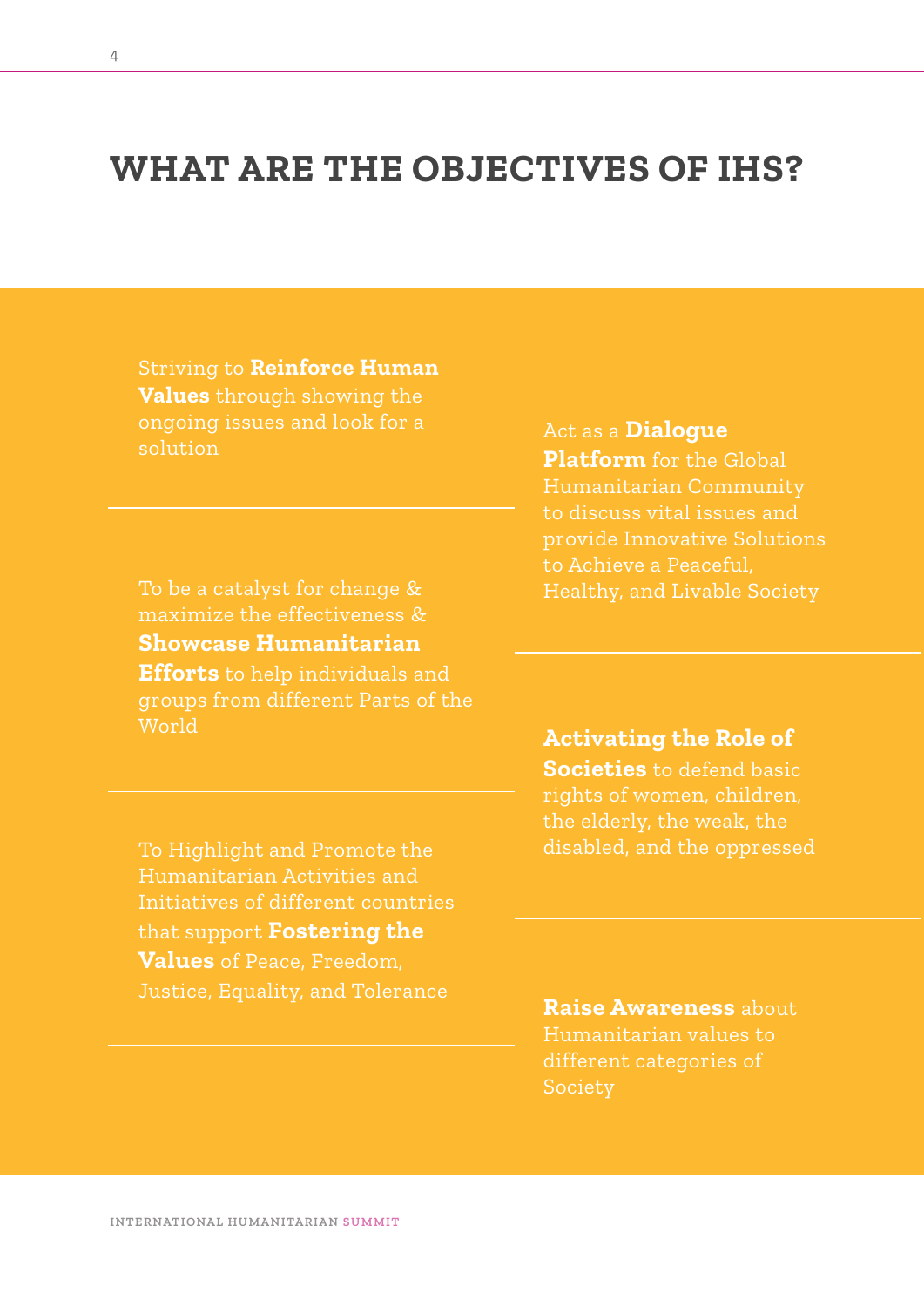# WHAT ARE THE OBJECTIVES OF IHS?

Striving to **Reinforce Human Values** through showing the ongoing issues and look for a solution

To be a catalyst for change & maximize the effectiveness & **Showcase Humanitarian Efforts** to help individuals and groups from different Parts of the World

To Highlight and Promote the Humanitarian Activities and Initiatives of different countries that support **Fostering the Values** of Peace, Freedom, Justice, Equality, and Tolerance

Act as a **Dialogue Platform** for the Global Humanitarian Community to discuss vital issues and provide Innovative Solutions to Achieve a Peaceful, Healthy, and Livable Society

**Activating the Role of Societies** to defend basic rights of women, children, the elderly, the weak, the disabled, and the oppressed

**Raise Awareness** about Humanitarian values to different categories of Society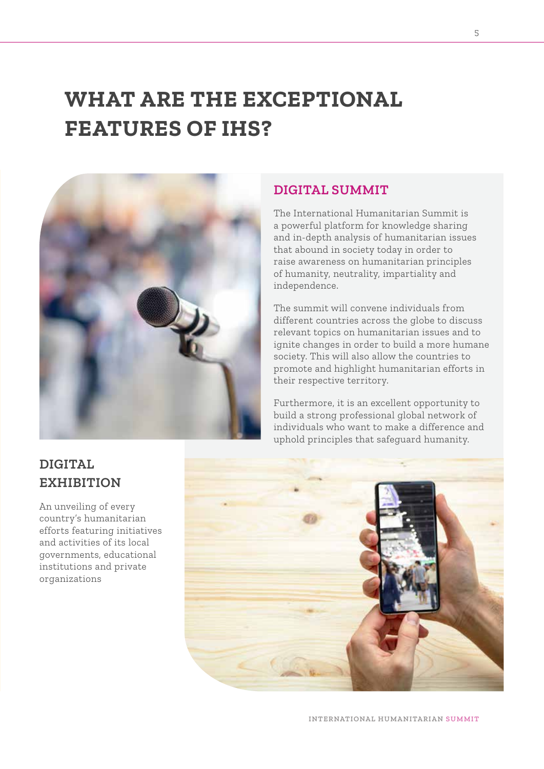# WHAT ARE THE EXCEPTIONAL FEATURES OF IHS?

## DIGITAL SUMMIT

The International Humanitarian Summit is a powerful platform for knowledge sharing and in-depth analysis of humanitarian issues that abound in society today in order to raise awareness on humanitarian principles of humanity, neutrality, impartiality and independence.

The summit will convene individuals from different countries across the globe to discuss relevant topics on humanitarian issues and to ignite changes in order to build a more humane society. This will also allow the countries to promote and highlight humanitarian efforts in their respective territory.

Furthermore, it is an excellent opportunity to build a strong professional global network of individuals who want to make a difference and uphold principles that safeguard humanity.

## DIGITAL EXHIBITION

An unveiling of every country's humanitarian efforts featuring initiatives and activities of its local governments, educational institutions and private organizations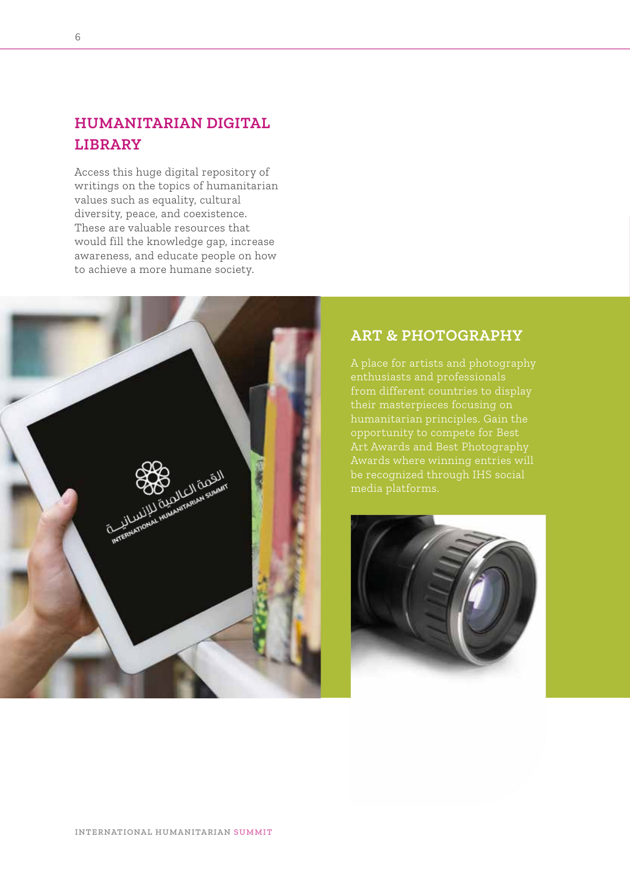## HUMANITARIAN DIGITAL LIBRARY

Access this huge digital repository of writings on the topics of humanitarian values such as equality, cultural diversity, peace, and coexistence. These are valuable resources that would fill the knowledge gap, increase awareness, and educate people on how to achieve a more humane society.

## ART & PHOTOGRAPHY

A place for artists and photography enthusiasts and professionals from different countries to display their masterpieces focusing on humanitarian principles. Gain the opportunity to compete for Best Art Awards and Best Photography Awards where winning entries will be recognized through IHS social media platforms.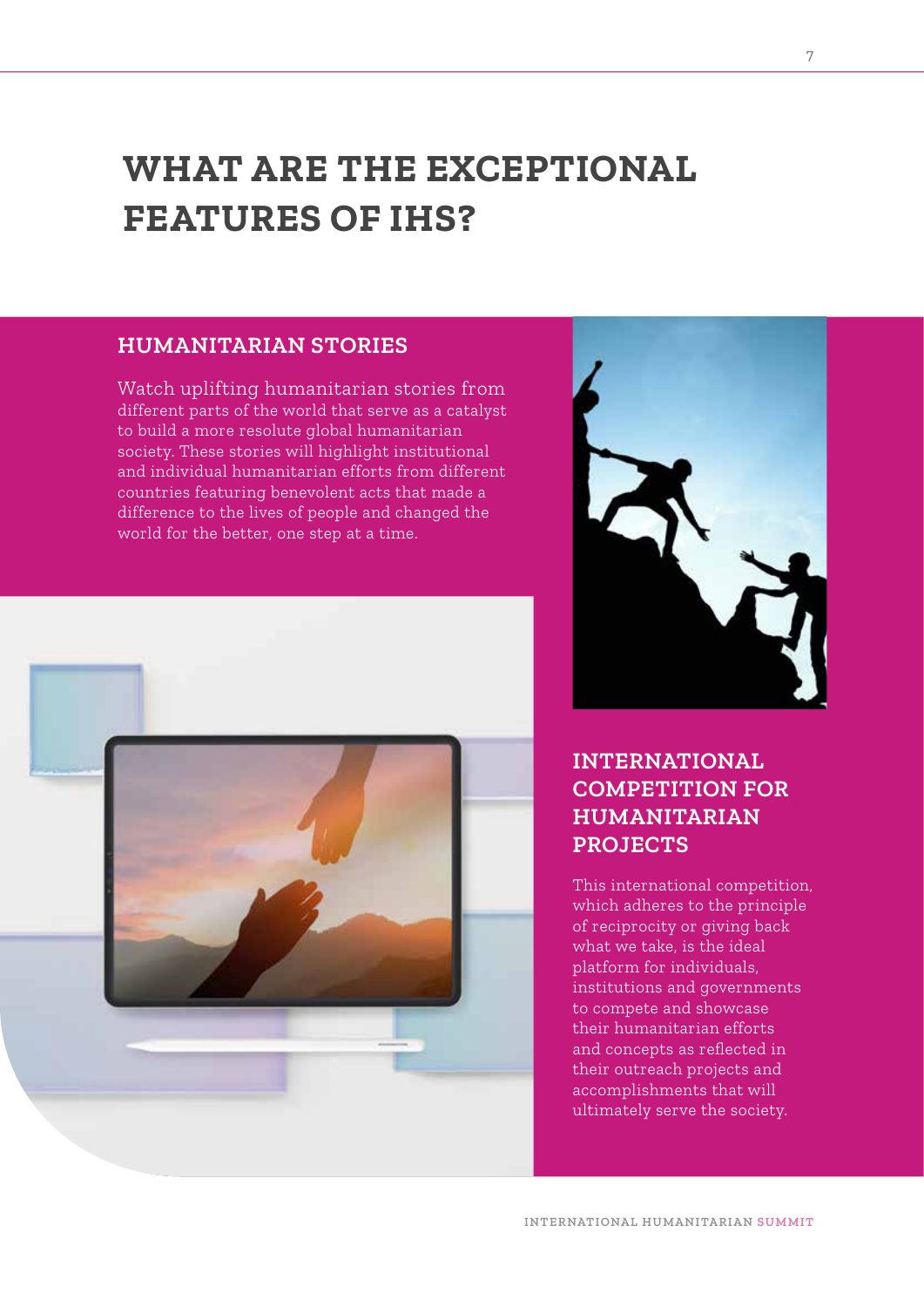# WHAT ARE THE EXCEPTIONAL FEATURES OF IHS?

## HUMANITARIAN STORIES

Watch uplifting humanitarian stories from different parts of the world that serve as a catalyst to build a more resolute global humanitarian society. These stories will highlight institutional and individual humanitarian efforts from different countries featuring benevolent acts that made a difference to the lives of people and changed the world for the better, one step at a time.

## INTERNATIONAL COMPETITION FOR HUMANITARIAN PROJECTS

This international competition, which adheres to the principle of reciprocity or giving back what we take, is the ideal platform for individuals, institutions and governments to compete and showcase their humanitarian efforts and concepts as reflected in their outreach projects and accomplishments that will ultimately serve the society.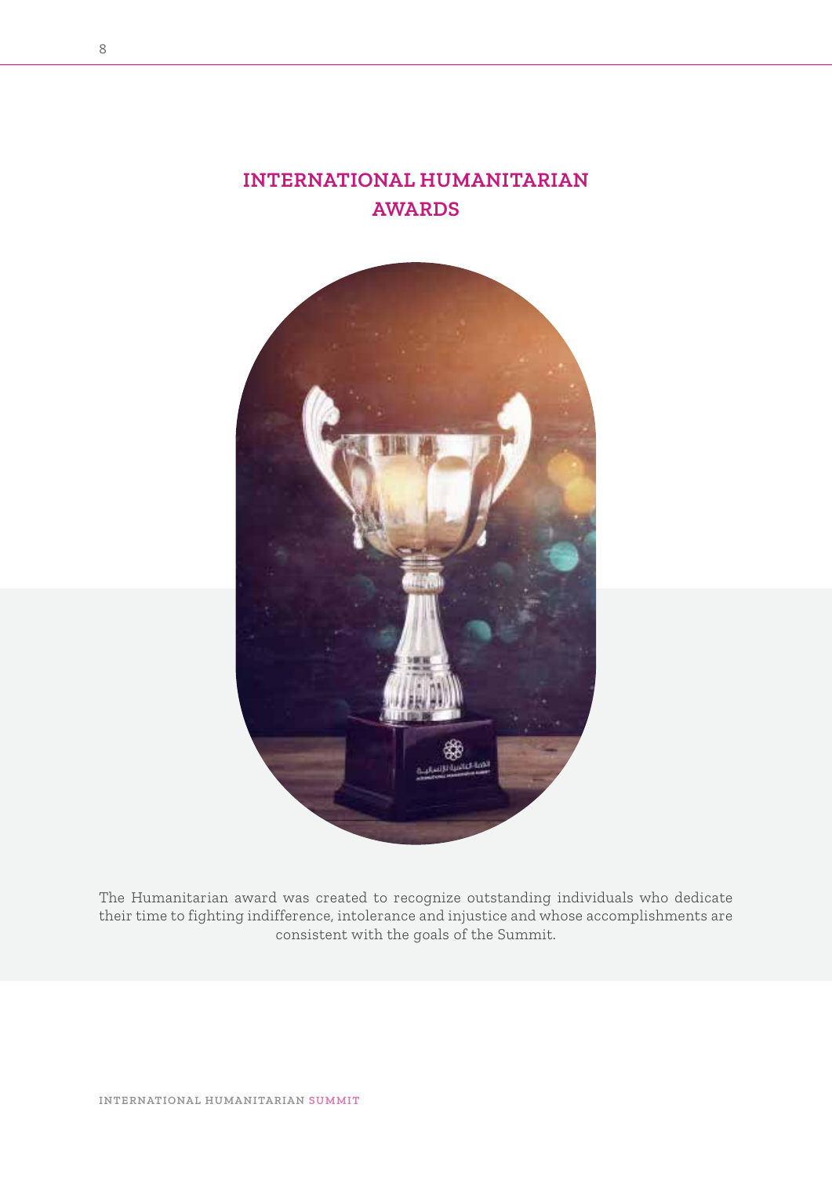# INTERNATIONAL HUMANITARIAN AWARDS

The Humanitarian award was created to recognize outstanding individuals who dedicate their time to fighting indifference, intolerance and injustice and whose accomplishments are consistent with the goals of the Summit.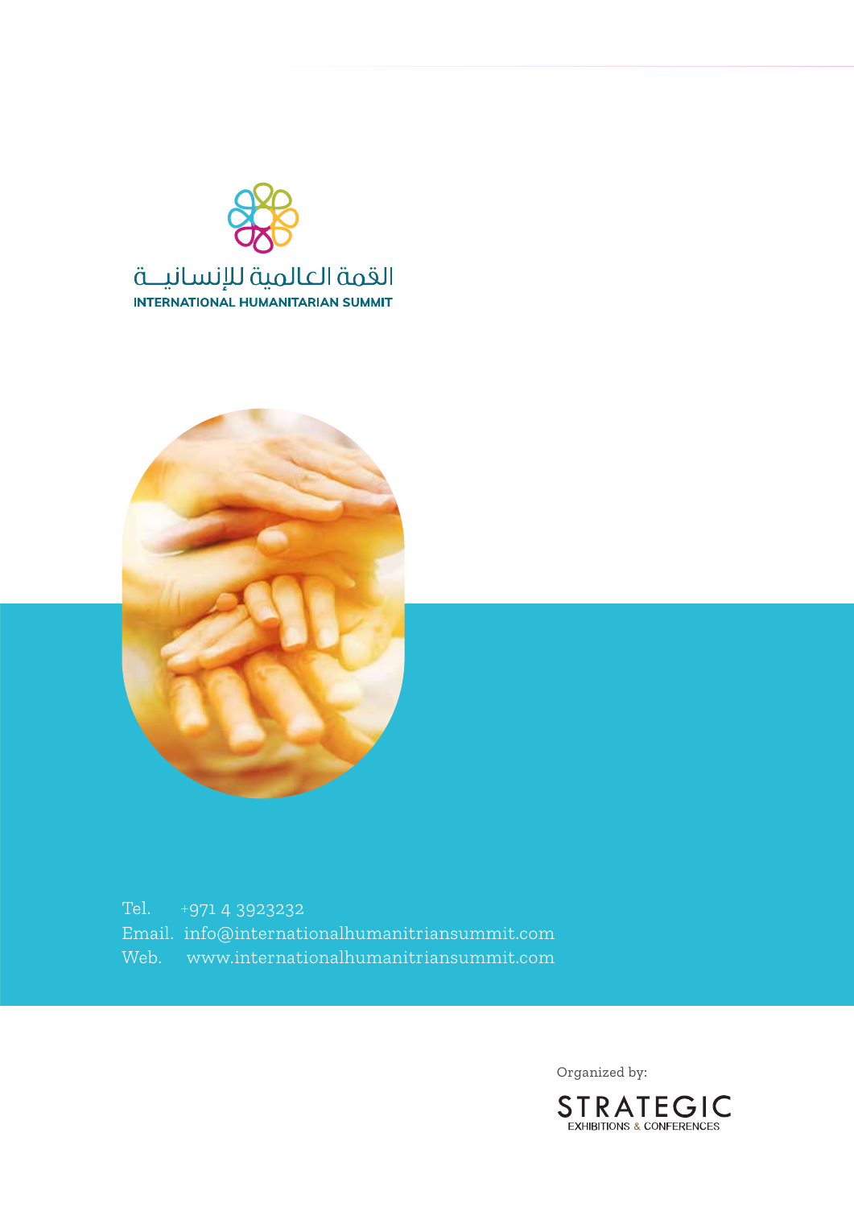القمة العالمية للإنسانيــة

INTERNATIONAL HUMANITARIAN SUMMIT

Tel. +971 4 3923232

Email. info@internationalhumanitriansummit.com

Web. www.internationalhumanitriansummit.com

Organized by:

STRATEGIC

EXHIBITIONS & CONFERENCES